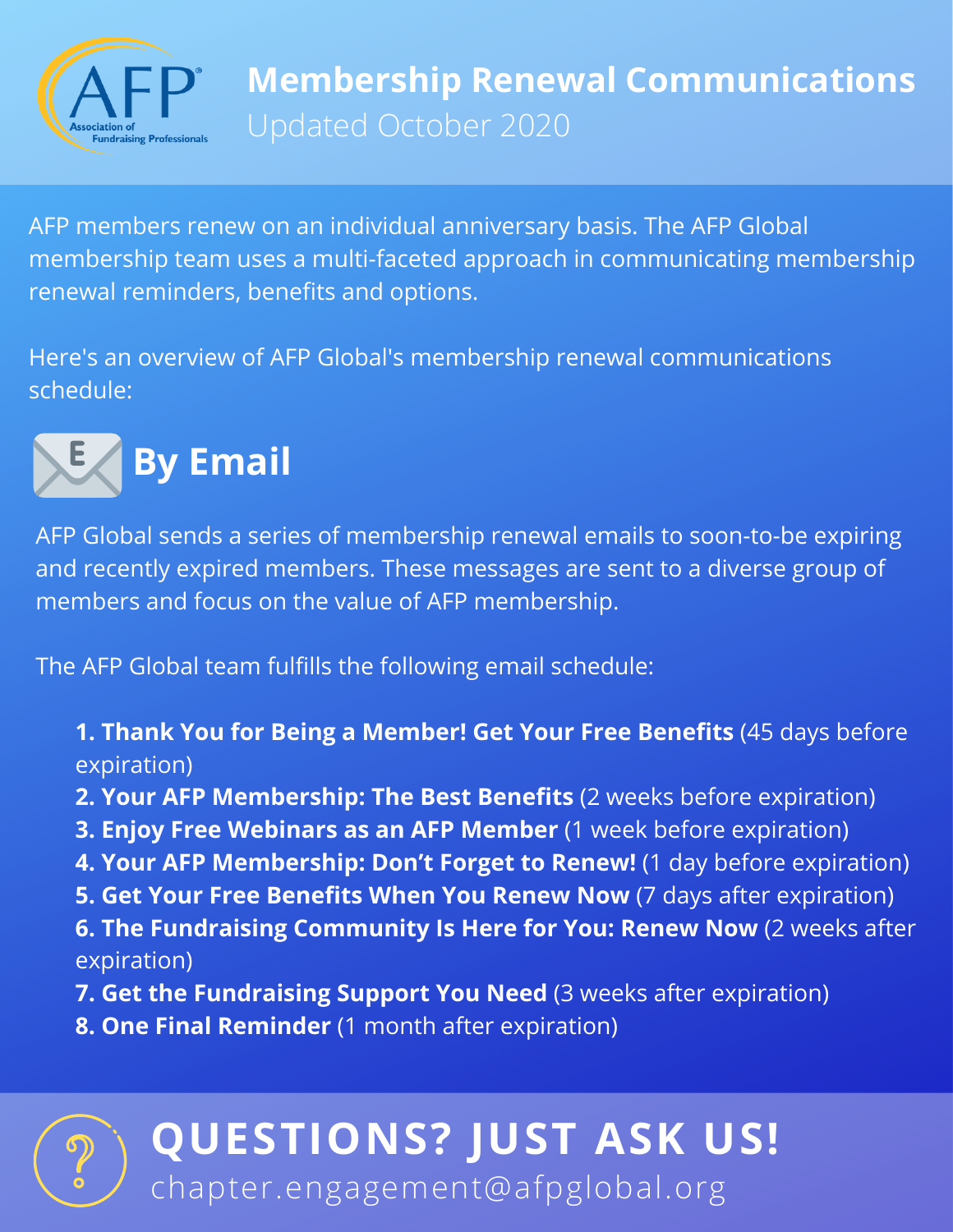# Membership Renewal Communications

Updated October 2020

AFP members renew on an individual anniversary basis. The AFP Global membership team uses a multi-faceted approach in communicating membership renewal reminders, benefits and options.

Here's an overview of AFP Global's membership renewal communications schedule:

## By Email

AFP Global sends a series of membership renewal emails to soon-to-be expiring and recently expired members. These messages are sent to a diverse group of members and focus on the value of AFP membership.

The AFP Global team fulfills the following email schedule:

1. **Thank You for Being a Member! Get Your Free Benefits** (45 days before expiration)
2. **Your AFP Membership: The Best Benefits** (2 weeks before expiration)
3. **Enjoy Free Webinars as an AFP Member** (1 week before expiration)
4. **Your AFP Membership: Don't Forget to Renew!** (1 day before expiration)
5. **Get Your Free Benefits When You Renew Now** (7 days after expiration)
6. **The Fundraising Community Is Here for You: Renew Now** (2 weeks after expiration)
7. **Get the Fundraising Support You Need** (3 weeks after expiration)
8. **One Final Reminder** (1 month after expiration)

## QUESTIONS? JUST ASK US!

chapter.engagement@afpglobal.org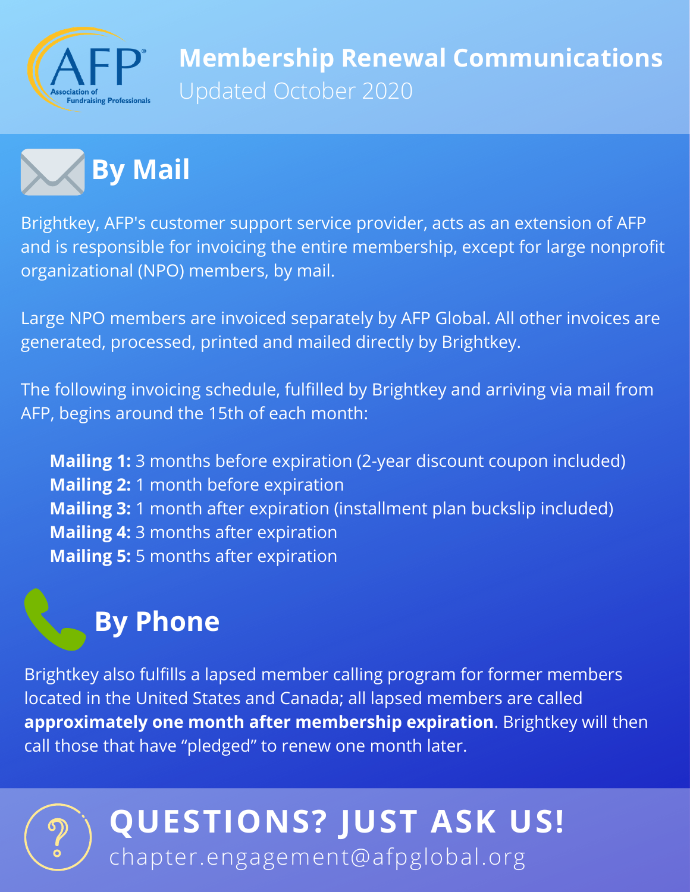# Membership Renewal Communications

Updated October 2020

## By Mail

Brightkey, AFP's customer support service provider, acts as an extension of AFP and is responsible for invoicing the entire membership, except for large nonprofit organizational (NPO) members, by mail.

Large NPO members are invoiced separately by AFP Global. All other invoices are generated, processed, printed and mailed directly by Brightkey.

The following invoicing schedule, fulfilled by Brightkey and arriving via mail from AFP, begins around the 15th of each month:

- **Mailing 1:** 3 months before expiration (2-year discount coupon included)
- **Mailing 2:** 1 month before expiration
- **Mailing 3:** 1 month after expiration (installment plan buckslip included)
- **Mailing 4:** 3 months after expiration
- **Mailing 5:** 5 months after expiration

## By Phone

Brightkey also fulfills a lapsed member calling program for former members located in the United States and Canada; all lapsed members are called **approximately one month after membership expiration**. Brightkey will then call those that have "pledged" to renew one month later.

## QUESTIONS? JUST ASK US!

chapter.engagement@afpglobal.org